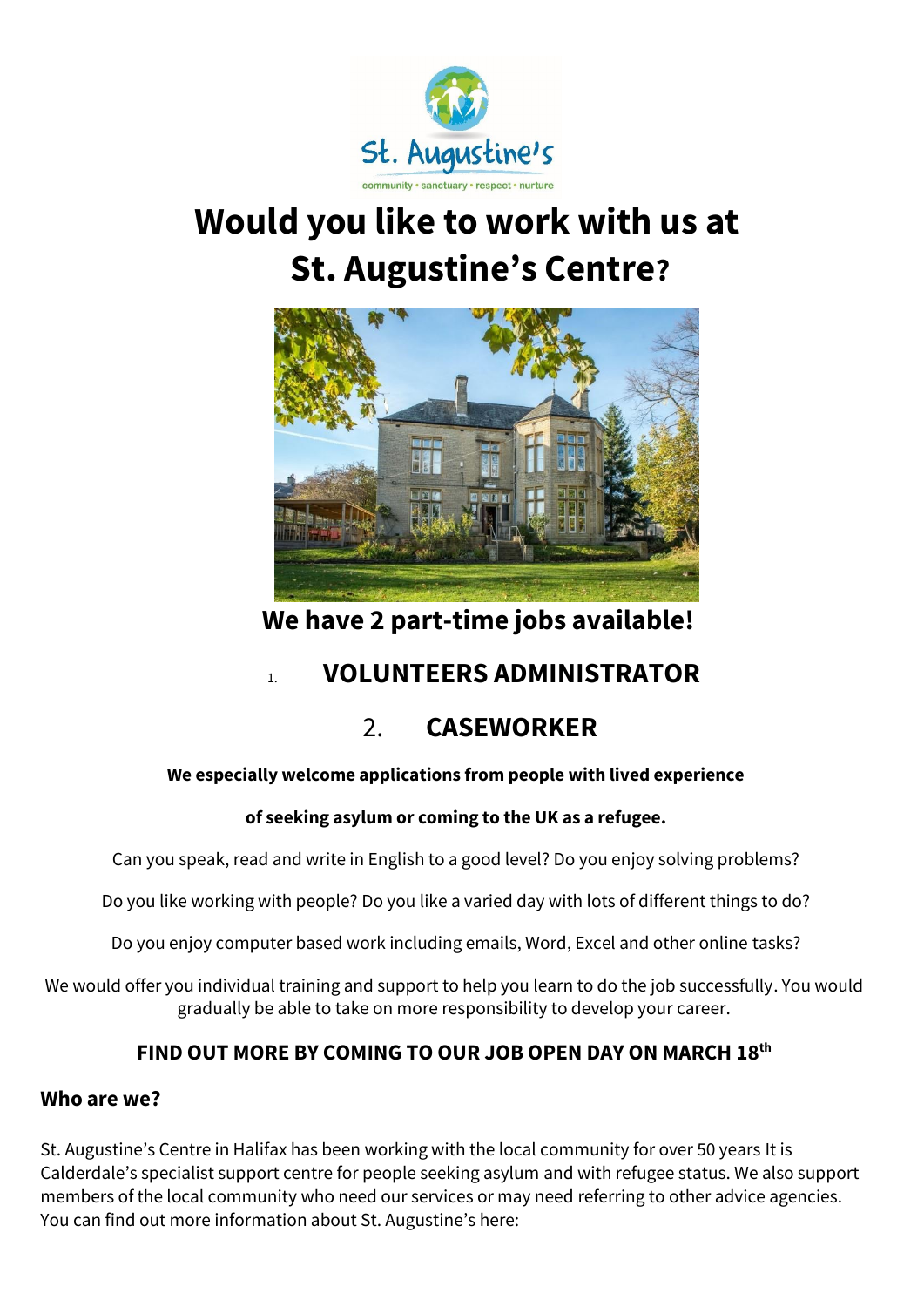St. Augustine's

community • sanctuary • respect • nurture

# Would you like to work with us at St. Augustine's Centre?

## We have 2 part-time jobs available!

1. **VOLUNTEERS ADMINISTRATOR**
2. **CASEWORKER**

**We especially welcome applications from people with lived experience of seeking asylum or coming to the UK as a refugee.**

Can you speak, read and write in English to a good level? Do you enjoy solving problems?

Do you like working with people? Do you like a varied day with lots of different things to do?

Do you enjoy computer based work including emails, Word, Excel and other online tasks?

We would offer you individual training and support to help you learn to do the job successfully. You would gradually be able to take on more responsibility to develop your career.

**FIND OUT MORE BY COMING TO OUR JOB OPEN DAY ON MARCH 18th**

## Who are we?

St. Augustine's Centre in Halifax has been working with the local community for over 50 years It is Calderdale's specialist support centre for people seeking asylum and with refugee status. We also support members of the local community who need our services or may need referring to other advice agencies. You can find out more information about St. Augustine's here: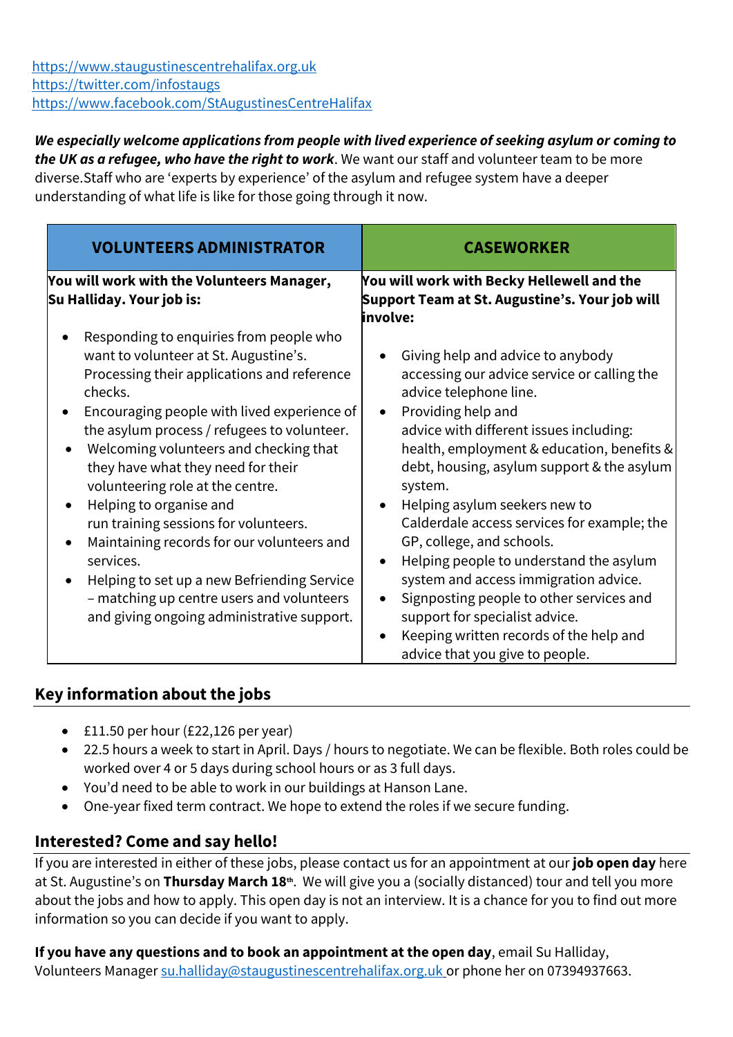https://www.staugustinescentrehalifax.org.uk
https://twitter.com/infostaugs
https://www.facebook.com/StAugustinesCentreHalifax

***We especially welcome applications from people with lived experience of seeking asylum or coming to the UK as a refugee, who have the right to work***. We want our staff and volunteer team to be more diverse.Staff who are 'experts by experience' of the asylum and refugee system have a deeper understanding of what life is like for those going through it now.

| VOLUNTEERS ADMINISTRATOR | CASEWORKER |
|---|---|
| **You will work with the Volunteers Manager, Su Halliday. Your job is:**<br>• Responding to enquiries from people who want to volunteer at St. Augustine's. Processing their applications and reference checks.<br>• Encouraging people with lived experience of the asylum process / refugees to volunteer.<br>• Welcoming volunteers and checking that they have what they need for their volunteering role at the centre.<br>• Helping to organise and run training sessions for volunteers.<br>• Maintaining records for our volunteers and services.<br>• Helping to set up a new Befriending Service – matching up centre users and volunteers and giving ongoing administrative support. | **You will work with Becky Hellewell and the Support Team at St. Augustine's. Your job will involve:**<br>• Giving help and advice to anybody accessing our advice service or calling the advice telephone line.<br>• Providing help and advice with different issues including: health, employment & education, benefits & debt, housing, asylum support & the asylum system.<br>• Helping asylum seekers new to Calderdale access services for example; the GP, college, and schools.<br>• Helping people to understand the asylum system and access immigration advice.<br>• Signposting people to other services and support for specialist advice.<br>• Keeping written records of the help and advice that you give to people. |

## Key information about the jobs

- £11.50 per hour (£22,126 per year)
- 22.5 hours a week to start in April. Days / hours to negotiate. We can be flexible. Both roles could be worked over 4 or 5 days during school hours or as 3 full days.
- You'd need to be able to work in our buildings at Hanson Lane.
- One-year fixed term contract. We hope to extend the roles if we secure funding.

## Interested? Come and say hello!

If you are interested in either of these jobs, please contact us for an appointment at our **job open day** here at St. Augustine's on **Thursday March 18th**. We will give you a (socially distanced) tour and tell you more about the jobs and how to apply. This open day is not an interview. It is a chance for you to find out more information so you can decide if you want to apply.

**If you have any questions and to book an appointment at the open day**, email Su Halliday, Volunteers Manager su.halliday@staugustinescentrehalifax.org.uk or phone her on 07394937663.